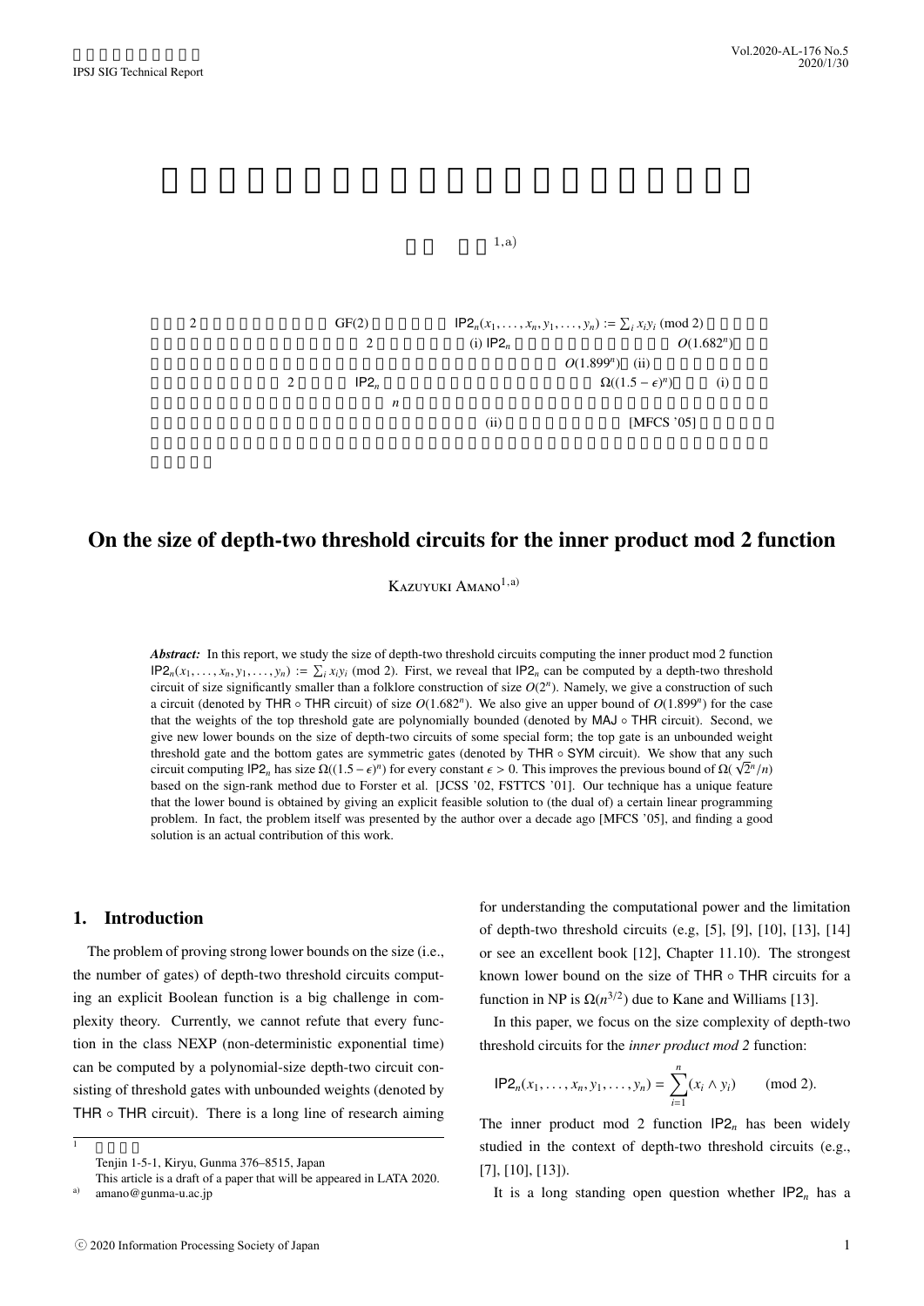2 GF(2) $\mathsf{IP2}_n(x_1,\ldots,x_n,y_1,\ldots,y_n) := \sum_i x_i y_i \pmod 2$ 2 (i) $\mathsf{IP2}_n$ $O(1.682^n)$ $O(1.899^n)$ (ii) 2 $\mathsf{IP2}_n$ $\Omega((1.5-\epsilon)^n)$ (i) $n$ (ii) [MFCS '05]

# On the size of depth-two threshold circuits for the inner product mod 2 function

Kazuyuki Amano[1,a)]

***Abstract:*** In this report, we study the size of depth-two threshold circuits computing the inner product mod 2 function $\mathsf{IP2}_n(x_1,\ldots,x_n,y_1,\ldots,y_n) := \sum_i x_i y_i \pmod 2$. First, we reveal that $\mathsf{IP2}_n$ can be computed by a depth-two threshold circuit of size significantly smaller than a folklore construction of size $O(2^n)$. Namely, we give a construction of such a circuit (denoted by $\mathsf{THR} \circ \mathsf{THR}$ circuit) of size $O(1.682^n)$. We also give an upper bound of $O(1.899^n)$ for the case that the weights of the top threshold gate are polynomially bounded (denoted by $\mathsf{MAJ} \circ \mathsf{THR}$ circuit). Second, we give new lower bounds on the size of depth-two circuits of some special form; the top gate is an unbounded weight threshold gate and the bottom gates are symmetric gates (denoted by $\mathsf{THR} \circ \mathsf{SYM}$ circuit). We show that any such circuit computing $\mathsf{IP2}_n$ has size $\Omega((1.5-\epsilon)^n)$ for every constant $\epsilon > 0$. This improves the previous bound of $\Omega(\sqrt{2}^n/n)$ based on the sign-rank method due to Forster et al. [JCSS '02, FSTTCS '01]. Our technique has a unique feature that the lower bound is obtained by giving an explicit feasible solution to (the dual of) a certain linear programming problem. In fact, the problem itself was presented by the author over a decade ago [MFCS '05], and finding a good solution is an actual contribution of this work.

## 1. Introduction

The problem of proving strong lower bounds on the size (i.e., the number of gates) of depth-two threshold circuits computing an explicit Boolean function is a big challenge in complexity theory. Currently, we cannot refute that every function in the class NEXP (non-deterministic exponential time) can be computed by a polynomial-size depth-two circuit consisting of threshold gates with unbounded weights (denoted by $\mathsf{THR} \circ \mathsf{THR}$ circuit). There is a long line of research aiming for understanding the computational power and the limitation of depth-two threshold circuits (e.g, [5], [9], [10], [13], [14] or see an excellent book [12], Chapter 11.10). The strongest known lower bound on the size of $\mathsf{THR} \circ \mathsf{THR}$ circuits for a function in NP is $\Omega(n^{3/2})$ due to Kane and Williams [13].

In this paper, we focus on the size complexity of depth-two threshold circuits for the *inner product mod 2* function:

$$\mathsf{IP2}_n(x_1,\ldots,x_n,y_1,\ldots,y_n) = \sum_{i=1}^{n}(x_i \wedge y_i) \qquad (\text{mod } 2).$$

The inner product mod 2 function $\mathsf{IP2}_n$ has been widely studied in the context of depth-two threshold circuits (e.g., [7], [10], [13]).

It is a long standing open question whether $\mathsf{IP2}_n$ has a

---

1 Tenjin 1-5-1, Kiryu, Gunma 376–8515, Japan

This article is a draft of a paper that will be appeared in LATA 2020.

a) amano@gunma-u.ac.jp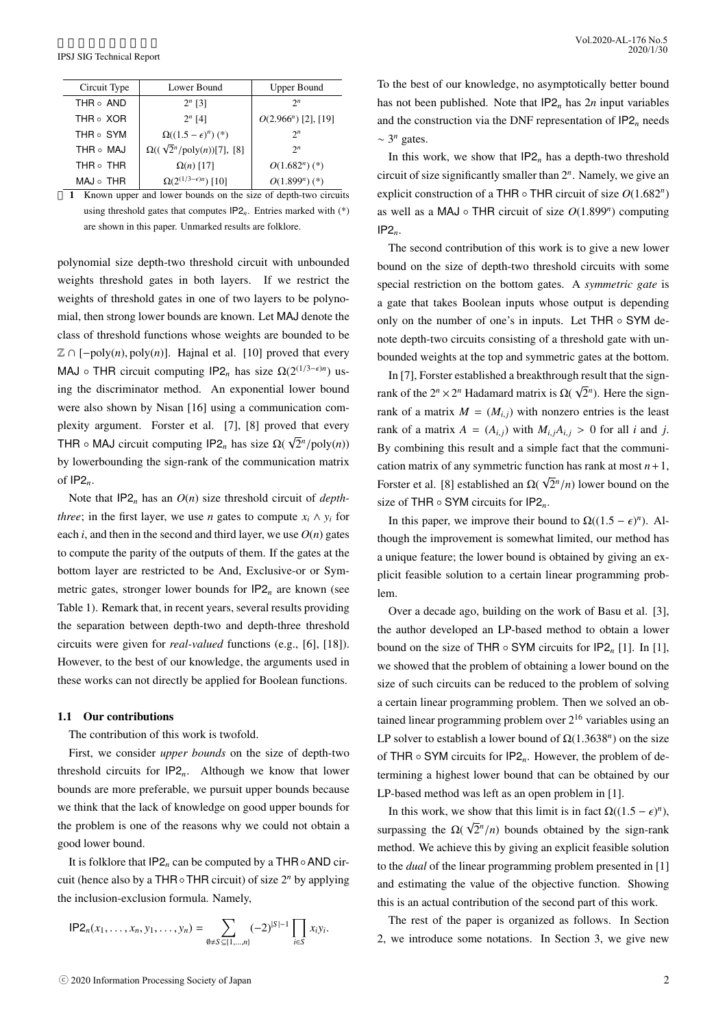| Circuit Type | Lower Bound | Upper Bound |
| --- | --- | --- |
| THR ∘ AND | $2^n$ [3] | $2^n$ |
| THR ∘ XOR | $2^n$ [4] | $O(2.966^n)$ [2], [19] |
| THR ∘ SYM | $\Omega((1.5-\epsilon)^n)$ (*) | $2^n$ |
| THR ∘ MAJ | $\Omega((\sqrt{2}^n/\mathrm{poly}(n))$[7], [8] | $2^n$ |
| THR ∘ THR | $\Omega(n)$ [17] | $O(1.682^n)$ (*) |
| MAJ ∘ THR | $\Omega(2^{(1/3-\epsilon)n})$ [10] | $O(1.899^n)$ (*) |

表 1 Known upper and lower bounds on the size of depth-two circuits using threshold gates that computes $\mathsf{IP2}_n$. Entries marked with (*) are shown in this paper. Unmarked results are folklore.

polynomial size depth-two threshold circuit with unbounded weights threshold gates in both layers. If we restrict the weights of threshold gates in one of two layers to be polynomial, then strong lower bounds are known. Let MAJ denote the class of threshold functions whose weights are bounded to be $\mathbb{Z} \cap [-\mathrm{poly}(n), \mathrm{poly}(n)]$. Hajnal et al. [10] proved that every MAJ ∘ THR circuit computing $\mathsf{IP2}_n$ has size $\Omega(2^{(1/3-\epsilon)n})$ using the discriminator method. An exponential lower bound were also shown by Nisan [16] using a communication complexity argument. Forster et al. [7], [8] proved that every THR ∘ MAJ circuit computing $\mathsf{IP2}_n$ has size $\Omega(\sqrt{2}^n/\mathrm{poly}(n))$ by lowerbounding the sign-rank of the communication matrix of $\mathsf{IP2}_n$.

Note that $\mathsf{IP2}_n$ has an $O(n)$ size threshold circuit of *depth-three*; in the first layer, we use $n$ gates to compute $x_i \wedge y_i$ for each $i$, and then in the second and third layer, we use $O(n)$ gates to compute the parity of the outputs of them. If the gates at the bottom layer are restricted to be And, Exclusive-or or Symmetric gates, stronger lower bounds for $\mathsf{IP2}_n$ are known (see Table 1). Remark that, in recent years, several results providing the separation between depth-two and depth-three threshold circuits were given for *real-valued* functions (e.g., [6], [18]). However, to the best of our knowledge, the arguments used in these works can not directly be applied for Boolean functions.

### 1.1 Our contributions

The contribution of this work is twofold.

First, we consider *upper bounds* on the size of depth-two threshold circuits for $\mathsf{IP2}_n$. Although we know that lower bounds are more preferable, we pursuit upper bounds because we think that the lack of knowledge on good upper bounds for the problem is one of the reasons why we could not obtain a good lower bound.

It is folklore that $\mathsf{IP2}_n$ can be computed by a THR ∘ AND circuit (hence also by a THR ∘ THR circuit) of size $2^n$ by applying the inclusion-exclusion formula. Namely,

$$\mathsf{IP2}_n(x_1,\ldots,x_n,y_1,\ldots,y_n) = \sum_{\emptyset \neq S \subseteq \{1,\ldots,n\}} (-2)^{|S|-1} \prod_{i \in S} x_i y_i.$$

To the best of our knowledge, no asymptotically better bound has not been published. Note that $\mathsf{IP2}_n$ has $2n$ input variables and the construction via the DNF representation of $\mathsf{IP2}_n$ needs $\sim 3^n$ gates.

In this work, we show that $\mathsf{IP2}_n$ has a depth-two threshold circuit of size significantly smaller than $2^n$. Namely, we give an explicit construction of a THR ∘ THR circuit of size $O(1.682^n)$ as well as a MAJ ∘ THR circuit of size $O(1.899^n)$ computing $\mathsf{IP2}_n$.

The second contribution of this work is to give a new lower bound on the size of depth-two threshold circuits with some special restriction on the bottom gates. A *symmetric gate* is a gate that takes Boolean inputs whose output is depending only on the number of one's in inputs. Let THR ∘ SYM denote depth-two circuits consisting of a threshold gate with unbounded weights at the top and symmetric gates at the bottom.

In [7], Forster established a breakthrough result that the sign-rank of the $2^n \times 2^n$ Hadamard matrix is $\Omega(\sqrt{2}^n)$. Here the sign-rank of a matrix $M = (M_{i,j})$ with nonzero entries is the least rank of a matrix $A = (A_{i,j})$ with $M_{i,j}A_{i,j} > 0$ for all $i$ and $j$. By combining this result and a simple fact that the communication matrix of any symmetric function has rank at most $n+1$, Forster et al. [8] established an $\Omega(\sqrt{2}^n/n)$ lower bound on the size of THR ∘ SYM circuits for $\mathsf{IP2}_n$.

In this paper, we improve their bound to $\Omega((1.5-\epsilon)^n)$. Although the improvement is somewhat limited, our method has a unique feature; the lower bound is obtained by giving an explicit feasible solution to a certain linear programming problem.

Over a decade ago, building on the work of Basu et al. [3], the author developed an LP-based method to obtain a lower bound on the size of THR ∘ SYM circuits for $\mathsf{IP2}_n$ [1]. In [1], we showed that the problem of obtaining a lower bound on the size of such circuits can be reduced to the problem of solving a certain linear programming problem. Then we solved an obtained linear programming problem over $2^{16}$ variables using an LP solver to establish a lower bound of $\Omega(1.3638^n)$ on the size of THR ∘ SYM circuits for $\mathsf{IP2}_n$. However, the problem of determining a highest lower bound that can be obtained by our LP-based method was left as an open problem in [1].

In this work, we show that this limit is in fact $\Omega((1.5-\epsilon)^n)$, surpassing the $\Omega(\sqrt{2}^n/n)$ bounds obtained by the sign-rank method. We achieve this by giving an explicit feasible solution to the *dual* of the linear programming problem presented in [1] and estimating the value of the objective function. Showing this is an actual contribution of the second part of this work.

The rest of the paper is organized as follows. In Section 2, we introduce some notations. In Section 3, we give new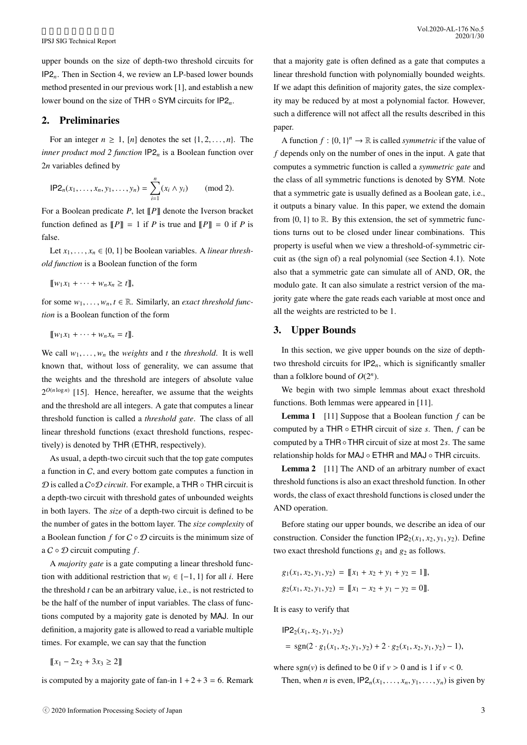upper bounds on the size of depth-two threshold circuits for $\mathsf{IP2}_n$. Then in Section 4, we review an LP-based lower bounds method presented in our previous work [1], and establish a new lower bound on the size of $\mathsf{THR} \circ \mathsf{SYM}$ circuits for $\mathsf{IP2}_n$.

## 2. Preliminaries

For an integer $n \geq 1$, $[n]$ denotes the set $\{1, 2, \ldots, n\}$. The *inner product mod 2 function* $\mathsf{IP2}_n$ is a Boolean function over $2n$ variables defined by

$$\mathsf{IP2}_n(x_1, \ldots, x_n, y_1, \ldots, y_n) = \sum_{i=1}^{n} (x_i \wedge y_i) \pmod 2.$$

For a Boolean predicate $P$, let $[\![P]\!]$ denote the Iverson bracket function defined as $[\![P]\!] = 1$ if $P$ is true and $[\![P]\!] = 0$ if $P$ is false.

Let $x_1, \ldots, x_n \in \{0, 1\}$ be Boolean variables. A *linear threshold function* is a Boolean function of the form

$$[\![w_1 x_1 + \cdots + w_n x_n \geq t]\!],$$

for some $w_1, \ldots, w_n, t \in \mathbb{R}$. Similarly, an *exact threshold function* is a Boolean function of the form

$$[\![w_1 x_1 + \cdots + w_n x_n = t]\!].$$

We call $w_1, \ldots, w_n$ the *weights* and $t$ the *threshold*. It is well known that, without loss of generality, we can assume that the weights and the threshold are integers of absolute value $2^{O(n \log n)}$ [15]. Hence, hereafter, we assume that the weights and the threshold are all integers. A gate that computes a linear threshold function is called a *threshold gate*. The class of all linear threshold functions (exact threshold functions, respectively) is denoted by $\mathsf{THR}$ ($\mathsf{ETHR}$, respectively).

As usual, a depth-two circuit such that the top gate computes a function in $\mathcal{C}$, and every bottom gate computes a function in $\mathcal{D}$ is called a $\mathcal{C} \circ \mathcal{D}$ *circuit*. For example, a $\mathsf{THR} \circ \mathsf{THR}$ circuit is a depth-two circuit with threshold gates of unbounded weights in both layers. The *size* of a depth-two circuit is defined to be the number of gates in the bottom layer. The *size complexity* of a Boolean function $f$ for $\mathcal{C} \circ \mathcal{D}$ circuits is the minimum size of a $\mathcal{C} \circ \mathcal{D}$ circuit computing $f$.

A *majority gate* is a gate computing a linear threshold function with additional restriction that $w_i \in \{-1, 1\}$ for all $i$. Here the threshold $t$ can be an arbitrary value, i.e., is not restricted to be the half of the number of input variables. The class of functions computed by a majority gate is denoted by $\mathsf{MAJ}$. In our definition, a majority gate is allowed to read a variable multiple times. For example, we can say that the function

$$[\![x_1 - 2x_2 + 3x_3 \geq 2]\!]$$

is computed by a majority gate of fan-in $1 + 2 + 3 = 6$. Remark that a majority gate is often defined as a gate that computes a linear threshold function with polynomially bounded weights. If we adapt this definition of majority gates, the size complexity may be reduced by at most a polynomial factor. However, such a difference will not affect all the results described in this paper.

A function $f : \{0, 1\}^n \to \mathbb{R}$ is called *symmetric* if the value of $f$ depends only on the number of ones in the input. A gate that computes a symmetric function is called a *symmetric gate* and the class of all symmetric functions is denoted by $\mathsf{SYM}$. Note that a symmetric gate is usually defined as a Boolean gate, i.e., it outputs a binary value. In this paper, we extend the domain from $\{0, 1\}$ to $\mathbb{R}$. By this extension, the set of symmetric functions turns out to be closed under linear combinations. This property is useful when we view a threshold-of-symmetric circuit as (the sign of) a real polynomial (see Section 4.1). Note also that a symmetric gate can simulate all of AND, OR, the modulo gate. It can also simulate a restrict version of the majority gate where the gate reads each variable at most once and all the weights are restricted to be 1.

## 3. Upper Bounds

In this section, we give upper bounds on the size of depth-two threshold circuits for $\mathsf{IP2}_n$, which is significantly smaller than a folklore bound of $O(2^n)$.

We begin with two simple lemmas about exact threshold functions. Both lemmas were appeared in [11].

**Lemma 1** [11] Suppose that a Boolean function $f$ can be computed by a $\mathsf{THR} \circ \mathsf{ETHR}$ circuit of size $s$. Then, $f$ can be computed by a $\mathsf{THR} \circ \mathsf{THR}$ circuit of size at most $2s$. The same relationship holds for $\mathsf{MAJ} \circ \mathsf{ETHR}$ and $\mathsf{MAJ} \circ \mathsf{THR}$ circuits.

**Lemma 2** [11] The AND of an arbitrary number of exact threshold functions is also an exact threshold function. In other words, the class of exact threshold functions is closed under the AND operation.

Before stating our upper bounds, we describe an idea of our construction. Consider the function $\mathsf{IP2}_2(x_1, x_2, y_1, y_2)$. Define two exact threshold functions $g_1$ and $g_2$ as follows.

$$g_1(x_1, x_2, y_1, y_2) = [\![x_1 + x_2 + y_1 + y_2 = 1]\!],$$
$$g_2(x_1, x_2, y_1, y_2) = [\![x_1 - x_2 + y_1 - y_2 = 0]\!].$$

It is easy to verify that

$$\begin{aligned} &\mathsf{IP2}_2(x_1, x_2, y_1, y_2) \\ &= \operatorname{sgn}(2 \cdot g_1(x_1, x_2, y_1, y_2) + 2 \cdot g_2(x_1, x_2, y_1, y_2) - 1), \end{aligned}$$

where $\operatorname{sgn}(v)$ is defined to be 0 if $v > 0$ and is 1 if $v < 0$.

Then, when $n$ is even, $\mathsf{IP2}_n(x_1, \ldots, x_n, y_1, \ldots, y_n)$ is given by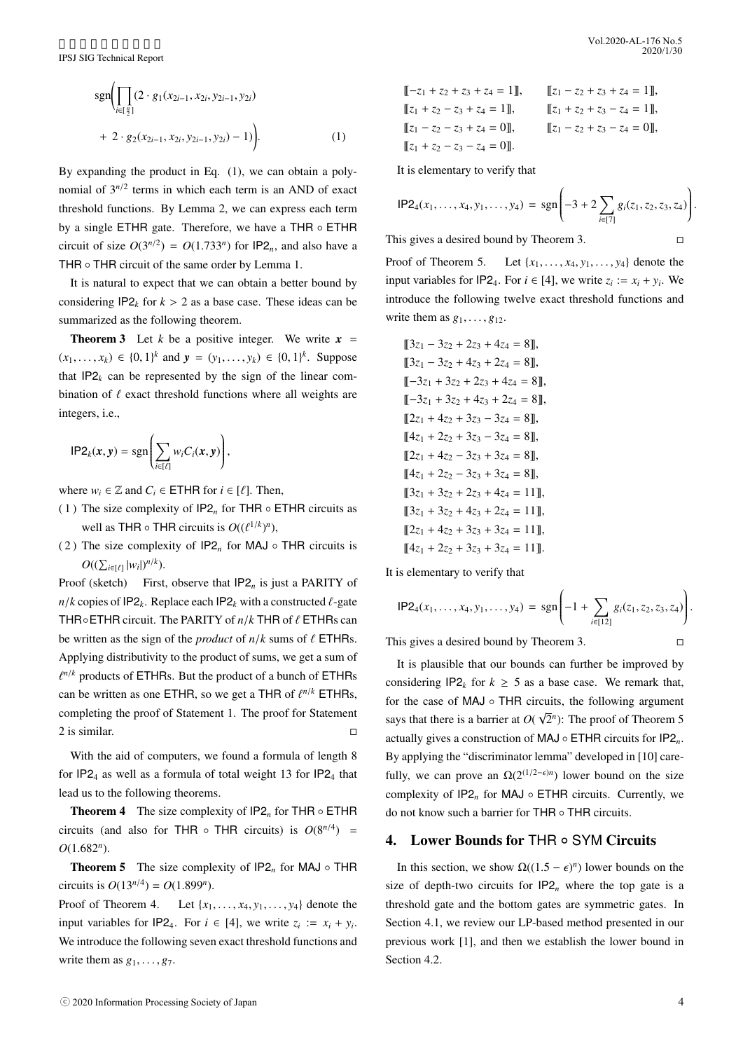$$\operatorname{sgn}\left(\prod_{i\in[\frac{n}{2}]}(2\cdot g_1(x_{2i-1},x_{2i},y_{2i-1},y_{2i}) + 2\cdot g_2(x_{2i-1},x_{2i},y_{2i-1},y_{2i})-1)\right). \quad (1)$$

By expanding the product in Eq. (1), we can obtain a polynomial of $3^{n/2}$ terms in which each term is an AND of exact threshold functions. By Lemma 2, we can express each term by a single ETHR gate. Therefore, we have a THR ∘ ETHR circuit of size $O(3^{n/2}) = O(1.733^n)$ for $\mathsf{IP2}_n$, and also have a THR ∘ THR circuit of the same order by Lemma 1.

It is natural to expect that we can obtain a better bound by considering $\mathsf{IP2}_k$ for $k > 2$ as a base case. These ideas can be summarized as the following theorem.

**Theorem 3** Let $k$ be a positive integer. We write $\boldsymbol{x} = (x_1,\ldots,x_k) \in \{0,1\}^k$ and $\boldsymbol{y} = (y_1,\ldots,y_k) \in \{0,1\}^k$. Suppose that $\mathsf{IP2}_k$ can be represented by the sign of the linear combination of $\ell$ exact threshold functions where all weights are integers, i.e.,

$$\mathsf{IP2}_k(\boldsymbol{x},\boldsymbol{y}) = \operatorname{sgn}\left(\sum_{i\in[\ell]} w_i C_i(\boldsymbol{x},\boldsymbol{y})\right),$$

where $w_i \in \mathbb{Z}$ and $C_i \in$ ETHR for $i \in [\ell]$. Then,

(1) The size complexity of $\mathsf{IP2}_n$ for THR ∘ ETHR circuits as well as THR ∘ THR circuits is $O((\ell^{1/k})^n)$,

(2) The size complexity of $\mathsf{IP2}_n$ for MAJ ∘ THR circuits is $O((\sum_{i\in[\ell]}|w_i|)^{n/k})$.

Proof (sketch) First, observe that $\mathsf{IP2}_n$ is just a PARITY of $n/k$ copies of $\mathsf{IP2}_k$. Replace each $\mathsf{IP2}_k$ with a constructed $\ell$-gate THR∘ETHR circuit. The PARITY of $n/k$ THR of $\ell$ ETHRs can be written as the sign of the *product* of $n/k$ sums of $\ell$ ETHRs. Applying distributivity to the product of sums, we get a sum of $\ell^{n/k}$ products of ETHRs. But the product of a bunch of ETHRs can be written as one ETHR, so we get a THR of $\ell^{n/k}$ ETHRs, completing the proof of Statement 1. The proof for Statement 2 is similar. □

With the aid of computers, we found a formula of length 8 for $\mathsf{IP2}_4$ as well as a formula of total weight 13 for $\mathsf{IP2}_4$ that lead us to the following theorems.

**Theorem 4** The size complexity of $\mathsf{IP2}_n$ for THR ∘ ETHR circuits (and also for THR ∘ THR circuits) is $O(8^{n/4}) = O(1.682^n)$.

**Theorem 5** The size complexity of $\mathsf{IP2}_n$ for MAJ ∘ THR circuits is $O(13^{n/4}) = O(1.899^n)$.

Proof of Theorem 4. Let $\{x_1,\ldots,x_4,y_1,\ldots,y_4\}$ denote the input variables for $\mathsf{IP2}_4$. For $i \in [4]$, we write $z_i := x_i + y_i$. We introduce the following seven exact threshold functions and write them as $g_1,\ldots,g_7$.

$$\begin{aligned}
&[\![-z_1+z_2+z_3+z_4=1]\!], && [\![z_1-z_2+z_3+z_4=1]\!],\\
&[\![z_1+z_2-z_3+z_4=1]\!], && [\![z_1+z_2+z_3-z_4=1]\!],\\
&[\![z_1-z_2-z_3+z_4=0]\!], && [\![z_1-z_2+z_3-z_4=0]\!],\\
&[\![z_1+z_2-z_3-z_4=0]\!].
\end{aligned}$$

It is elementary to verify that

$$\mathsf{IP2}_4(x_1,\ldots,x_4,y_1,\ldots,y_4) = \operatorname{sgn}\left(-3+2\sum_{i\in[7]} g_i(z_1,z_2,z_3,z_4)\right).$$

This gives a desired bound by Theorem 3. □

Proof of Theorem 5. Let $\{x_1,\ldots,x_4,y_1,\ldots,y_4\}$ denote the input variables for $\mathsf{IP2}_4$. For $i \in [4]$, we write $z_i := x_i + y_i$. We introduce the following twelve exact threshold functions and write them as $g_1,\ldots,g_{12}$.

$$\begin{aligned}
&[\![3z_1-3z_2+2z_3+4z_4=8]\!],\\
&[\![3z_1-3z_2+4z_3+2z_4=8]\!],\\
&[\![-3z_1+3z_2+2z_3+4z_4=8]\!],\\
&[\![-3z_1+3z_2+4z_3+2z_4=8]\!],\\
&[\![2z_1+4z_2+3z_3-3z_4=8]\!],\\
&[\![4z_1+2z_2+3z_3-3z_4=8]\!],\\
&[\![2z_1+4z_2-3z_3+3z_4=8]\!],\\
&[\![4z_1+2z_2-3z_3+3z_4=8]\!],\\
&[\![3z_1+3z_2+2z_3+4z_4=11]\!],\\
&[\![3z_1+3z_2+4z_3+2z_4=11]\!],\\
&[\![2z_1+4z_2+3z_3+3z_4=11]\!],\\
&[\![4z_1+2z_2+3z_3+3z_4=11]\!].
\end{aligned}$$

It is elementary to verify that

$$\mathsf{IP2}_4(x_1,\ldots,x_4,y_1,\ldots,y_4) = \operatorname{sgn}\left(-1+\sum_{i\in[12]} g_i(z_1,z_2,z_3,z_4)\right).$$

This gives a desired bound by Theorem 3. □

It is plausible that our bounds can further be improved by considering $\mathsf{IP2}_k$ for $k \geq 5$ as a base case. We remark that, for the case of MAJ ∘ THR circuits, the following argument says that there is a barrier at $O(\sqrt{2}^n)$: The proof of Theorem 5 actually gives a construction of MAJ ∘ ETHR circuits for $\mathsf{IP2}_n$. By applying the "discriminator lemma" developed in [10] carefully, we can prove an $\Omega(2^{(1/2-\epsilon)n})$ lower bound on the size complexity of $\mathsf{IP2}_n$ for MAJ ∘ ETHR circuits. Currently, we do not know such a barrier for THR ∘ THR circuits.

## 4. Lower Bounds for THR ∘ SYM Circuits

In this section, we show $\Omega((1.5-\epsilon)^n)$ lower bounds on the size of depth-two circuits for $\mathsf{IP2}_n$ where the top gate is a threshold gate and the bottom gates are symmetric gates. In Section 4.1, we review our LP-based method presented in our previous work [1], and then we establish the lower bound in Section 4.2.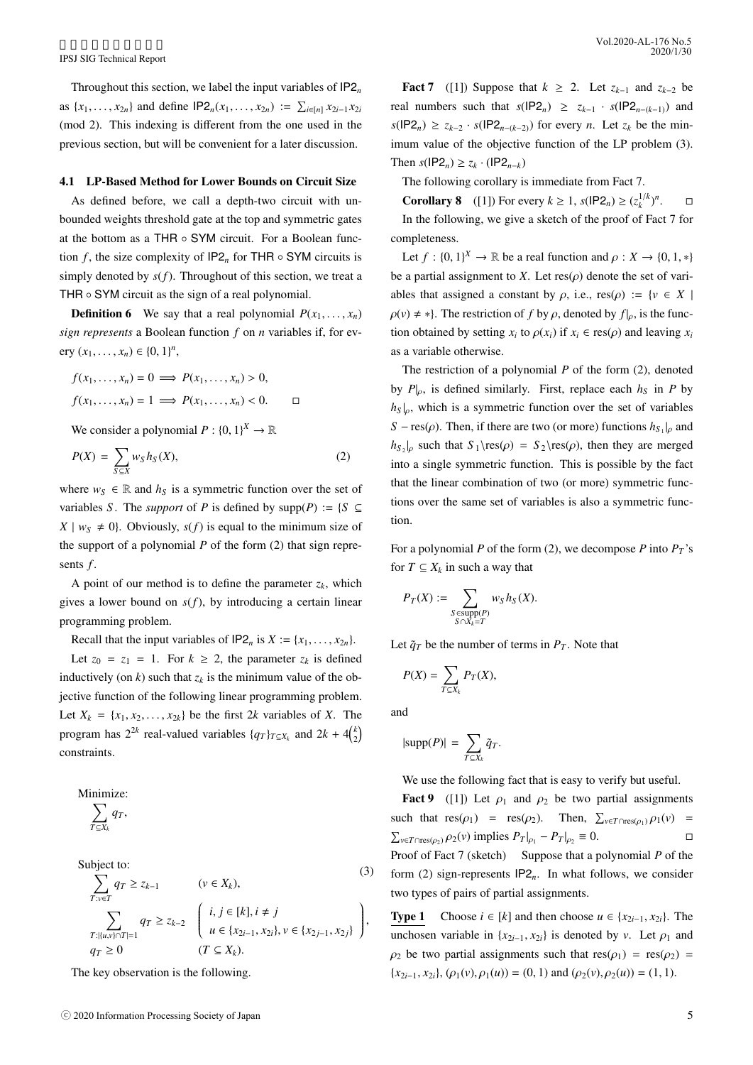Throughout this section, we label the input variables of $\mathsf{IP2}_n$ as $\{x_1, \ldots, x_{2n}\}$ and define $\mathsf{IP2}_n(x_1, \ldots, x_{2n}) := \sum_{i \in [n]} x_{2i-1} x_{2i} \pmod 2$. This indexing is different from the one used in the previous section, but will be convenient for a later discussion.

### 4.1 LP-Based Method for Lower Bounds on Circuit Size

As defined before, we call a depth-two circuit with unbounded weights threshold gate at the top and symmetric gates at the bottom as a $\mathsf{THR} \circ \mathsf{SYM}$ circuit. For a Boolean function $f$, the size complexity of $\mathsf{IP2}_n$ for $\mathsf{THR} \circ \mathsf{SYM}$ circuits is simply denoted by $s(f)$. Throughout of this section, we treat a $\mathsf{THR} \circ \mathsf{SYM}$ circuit as the sign of a real polynomial.

**Definition 6** We say that a real polynomial $P(x_1, \ldots, x_n)$ *sign represents* a Boolean function $f$ on $n$ variables if, for every $(x_1, \ldots, x_n) \in \{0,1\}^n$,

$$f(x_1, \ldots, x_n) = 0 \implies P(x_1, \ldots, x_n) > 0,$$
$$f(x_1, \ldots, x_n) = 1 \implies P(x_1, \ldots, x_n) < 0. \qquad \square$$

We consider a polynomial $P : \{0,1\}^X \to \mathbb{R}$

$$P(X) = \sum_{S \subseteq X} w_S h_S(X), \tag{2}$$

where $w_S \in \mathbb{R}$ and $h_S$ is a symmetric function over the set of variables $S$. The *support* of $P$ is defined by $\mathrm{supp}(P) := \{S \subseteq X \mid w_S \neq 0\}$. Obviously, $s(f)$ is equal to the minimum size of the support of a polynomial $P$ of the form (2) that sign represents $f$.

A point of our method is to define the parameter $z_k$, which gives a lower bound on $s(f)$, by introducing a certain linear programming problem.

Recall that the input variables of $\mathsf{IP2}_n$ is $X := \{x_1, \ldots, x_{2n}\}$.

Let $z_0 = z_1 = 1$. For $k \geq 2$, the parameter $z_k$ is defined inductively (on $k$) such that $z_k$ is the minimum value of the objective function of the following linear programming problem. Let $X_k = \{x_1, x_2, \ldots, x_{2k}\}$ be the first $2k$ variables of $X$. The program has $2^{2k}$ real-valued variables $\{q_T\}_{T \subseteq X_k}$ and $2k + 4\binom{k}{2}$ constraints.

Minimize:
$$\sum_{T \subseteq X_k} q_T,$$

Subject to:
$$\begin{aligned}
&\sum_{T : v \in T} q_T \geq z_{k-1} && (v \in X_k), \\
&\sum_{T : |\{u,v\} \cap T| = 1} q_T \geq z_{k-2} && \left( \begin{array}{l} i, j \in [k], i \neq j \\ u \in \{x_{2i-1}, x_{2i}\}, v \in \{x_{2j-1}, x_{2j}\} \end{array} \right), \\
&q_T \geq 0 && (T \subseteq X_k).
\end{aligned} \tag{3}$$

The key observation is the following.

**Fact 7** ([1]) Suppose that $k \geq 2$. Let $z_{k-1}$ and $z_{k-2}$ be real numbers such that $s(\mathsf{IP2}_n) \geq z_{k-1} \cdot s(\mathsf{IP2}_{n-(k-1)})$ and $s(\mathsf{IP2}_n) \geq z_{k-2} \cdot s(\mathsf{IP2}_{n-(k-2)})$ for every $n$. Let $z_k$ be the minimum value of the objective function of the LP problem (3). Then $s(\mathsf{IP2}_n) \geq z_k \cdot (\mathsf{IP2}_{n-k})$

The following corollary is immediate from Fact 7.

**Corollary 8** ([1]) For every $k \geq 1$, $s(\mathsf{IP2}_n) \geq (z_k^{1/k})^n$. $\square$

In the following, we give a sketch of the proof of Fact 7 for completeness.

Let $f : \{0,1\}^X \to \mathbb{R}$ be a real function and $\rho : X \to \{0, 1, *\}$ be a partial assignment to $X$. Let $\mathrm{res}(\rho)$ denote the set of variables that assigned a constant by $\rho$, i.e., $\mathrm{res}(\rho) := \{v \in X \mid \rho(v) \neq *\}$. The restriction of $f$ by $\rho$, denoted by $f|_\rho$, is the function obtained by setting $x_i$ to $\rho(x_i)$ if $x_i \in \mathrm{res}(\rho)$ and leaving $x_i$ as a variable otherwise.

The restriction of a polynomial $P$ of the form (2), denoted by $P|_\rho$, is defined similarly. First, replace each $h_S$ in $P$ by $h_S|_\rho$, which is a symmetric function over the set of variables $S - \mathrm{res}(\rho)$. Then, if there are two (or more) functions $h_{S_1}|_\rho$ and $h_{S_2}|_\rho$ such that $S_1 \backslash \mathrm{res}(\rho) = S_2 \backslash \mathrm{res}(\rho)$, then they are merged into a single symmetric function. This is possible by the fact that the linear combination of two (or more) symmetric functions over the same set of variables is also a symmetric function.

For a polynomial $P$ of the form (2), we decompose $P$ into $P_T$'s for $T \subseteq X_k$ in such a way that

$$P_T(X) := \sum_{\substack{S \in \mathrm{supp}(P) \\ S \cap X_k = T}} w_S h_S(X).$$

Let $\tilde{q}_T$ be the number of terms in $P_T$. Note that

$$P(X) = \sum_{T \subseteq X_k} P_T(X),$$

and

$$|\mathrm{supp}(P)| = \sum_{T \subseteq X_k} \tilde{q}_T.$$

We use the following fact that is easy to verify but useful.

**Fact 9** ([1]) Let $\rho_1$ and $\rho_2$ be two partial assignments such that $\mathrm{res}(\rho_1) = \mathrm{res}(\rho_2)$. Then, $\sum_{v \in T \cap \mathrm{res}(\rho_1)} \rho_1(v) = \sum_{v \in T \cap \mathrm{res}(\rho_2)} \rho_2(v)$ implies $P_T|_{\rho_1} - P_T|_{\rho_2} \equiv 0$. $\square$

Proof of Fact 7 (sketch) Suppose that a polynomial $P$ of the form (2) sign-represents $\mathsf{IP2}_n$. In what follows, we consider two types of pairs of partial assignments.

<u>**Type 1**</u> Choose $i \in [k]$ and then choose $u \in \{x_{2i-1}, x_{2i}\}$. The unchosen variable in $\{x_{2i-1}, x_{2i}\}$ is denoted by $v$. Let $\rho_1$ and $\rho_2$ be two partial assignments such that $\mathrm{res}(\rho_1) = \mathrm{res}(\rho_2) = \{x_{2i-1}, x_{2i}\}$, $(\rho_1(v), \rho_1(u)) = (0, 1)$ and $(\rho_2(v), \rho_2(u)) = (1, 1)$.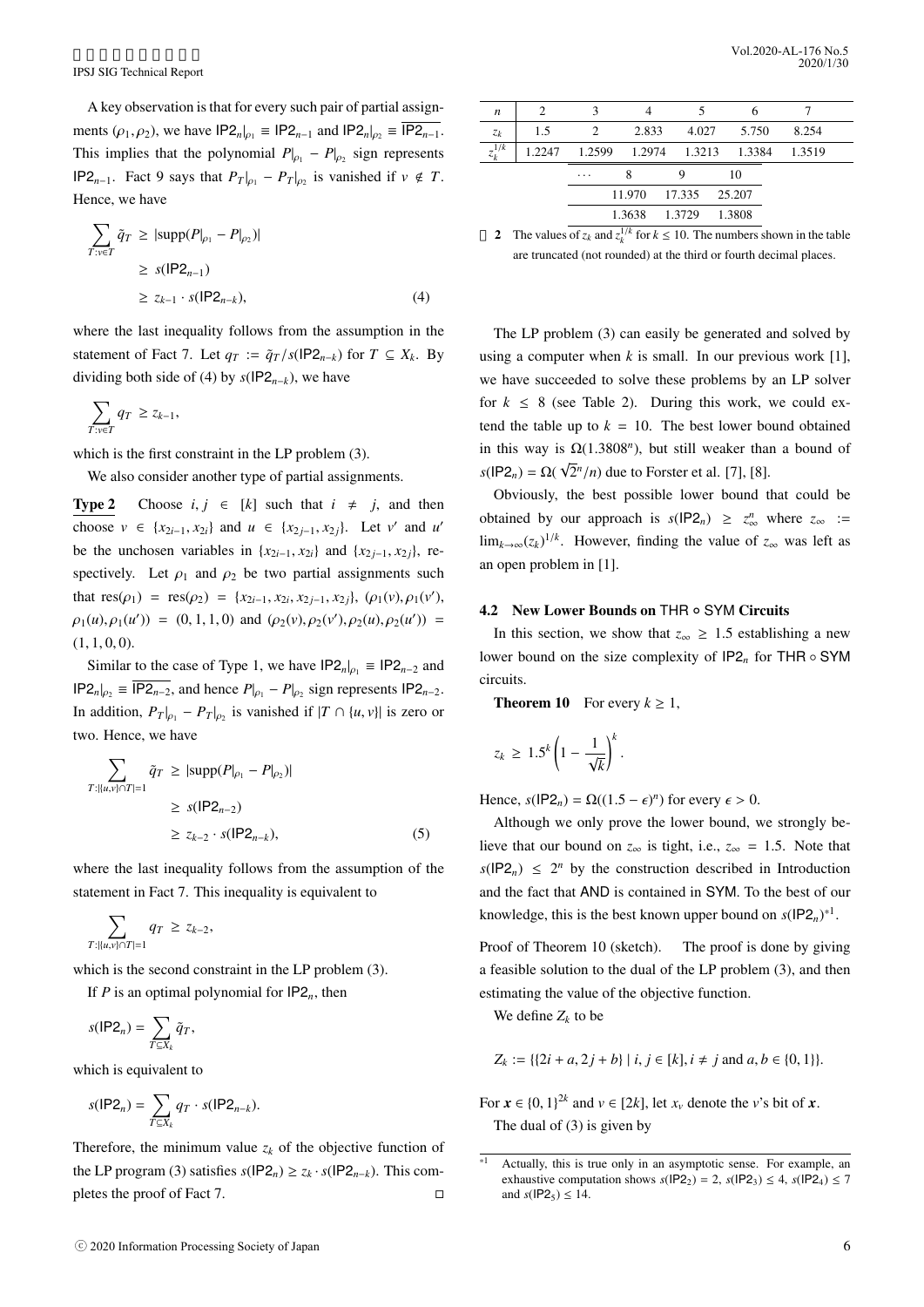A key observation is that for every such pair of partial assignments $(\rho_1, \rho_2)$, we have $\mathsf{IP2}_n|_{\rho_1} \equiv \mathsf{IP2}_{n-1}$ and $\mathsf{IP2}_n|_{\rho_2} \equiv \overline{\mathsf{IP2}_{n-1}}$. This implies that the polynomial $P|_{\rho_1} - P|_{\rho_2}$ sign represents $\mathsf{IP2}_{n-1}$. Fact 9 says that $P_T|_{\rho_1} - P_T|_{\rho_2}$ is vanished if $v \notin T$. Hence, we have

$$\begin{aligned}\sum_{T: v \in T} \tilde{q}_T &\geq |\mathrm{supp}(P|_{\rho_1} - P|_{\rho_2})| \\ &\geq s(\mathsf{IP2}_{n-1}) \\ &\geq z_{k-1} \cdot s(\mathsf{IP2}_{n-k}), \qquad (4)\end{aligned}$$

where the last inequality follows from the assumption in the statement of Fact 7. Let $q_T := \tilde{q}_T / s(\mathsf{IP2}_{n-k})$ for $T \subseteq X_k$. By dividing both side of (4) by $s(\mathsf{IP2}_{n-k})$, we have

$$\sum_{T: v \in T} q_T \geq z_{k-1},$$

which is the first constraint in the LP problem (3).

We also consider another type of partial assignments.

**Type 2** Choose $i, j \in [k]$ such that $i \neq j$, and then choose $v \in \{x_{2i-1}, x_{2i}\}$ and $u \in \{x_{2j-1}, x_{2j}\}$. Let $v'$ and $u'$ be the unchosen variables in $\{x_{2i-1}, x_{2i}\}$ and $\{x_{2j-1}, x_{2j}\}$, respectively. Let $\rho_1$ and $\rho_2$ be two partial assignments such that $\mathrm{res}(\rho_1) = \mathrm{res}(\rho_2) = \{x_{2i-1}, x_{2i}, x_{2j-1}, x_{2j}\}$, $(\rho_1(v), \rho_1(v'), \rho_1(u), \rho_1(u')) = (0, 1, 1, 0)$ and $(\rho_2(v), \rho_2(v'), \rho_2(u), \rho_2(u')) = (1, 1, 0, 0)$.

Similar to the case of Type 1, we have $\mathsf{IP2}_n|_{\rho_1} \equiv \mathsf{IP2}_{n-2}$ and $\mathsf{IP2}_n|_{\rho_2} \equiv \overline{\mathsf{IP2}_{n-2}}$, and hence $P|_{\rho_1} - P|_{\rho_2}$ sign represents $\mathsf{IP2}_{n-2}$. In addition, $P_T|_{\rho_1} - P_T|_{\rho_2}$ is vanished if $|T \cap \{u, v\}|$ is zero or two. Hence, we have

$$\begin{aligned}\sum_{T: |\{u,v\} \cap T| = 1} \tilde{q}_T &\geq |\mathrm{supp}(P|_{\rho_1} - P|_{\rho_2})| \\ &\geq s(\mathsf{IP2}_{n-2}) \\ &\geq z_{k-2} \cdot s(\mathsf{IP2}_{n-k}), \qquad (5)\end{aligned}$$

where the last inequality follows from the assumption of the statement in Fact 7. This inequality is equivalent to

$$\sum_{T: |\{u,v\} \cap T| = 1} q_T \geq z_{k-2},$$

which is the second constraint in the LP problem (3).

If $P$ is an optimal polynomial for $\mathsf{IP2}_n$, then

$$s(\mathsf{IP2}_n) = \sum_{T \subseteq X_k} \tilde{q}_T,$$

which is equivalent to

$$s(\mathsf{IP2}_n) = \sum_{T \subseteq X_k} q_T \cdot s(\mathsf{IP2}_{n-k}).$$

Therefore, the minimum value $z_k$ of the objective function of the LP program (3) satisfies $s(\mathsf{IP2}_n) \geq z_k \cdot s(\mathsf{IP2}_{n-k})$. This completes the proof of Fact 7. □

| $n$ | 2 | 3 | 4 | 5 | 6 | 7 | 8 | 9 | 10 |
|---|---|---|---|---|---|---|---|---|---|
| $z_k$ | 1.5 | 2 | 2.833 | 4.027 | 5.750 | 8.254 | 11.970 | 17.335 | 25.207 |
| $z_k^{1/k}$ | 1.2247 | 1.2599 | 1.2974 | 1.3213 | 1.3384 | 1.3519 | 1.3638 | 1.3729 | 1.3808 |

表 2 The values of $z_k$ and $z_k^{1/k}$ for $k \leq 10$. The numbers shown in the table are truncated (not rounded) at the third or fourth decimal places.

The LP problem (3) can easily be generated and solved by using a computer when $k$ is small. In our previous work [1], we have succeeded to solve these problems by an LP solver for $k \leq 8$ (see Table 2). During this work, we could extend the table up to $k = 10$. The best lower bound obtained in this way is $\Omega(1.3808^n)$, but still weaker than a bound of $s(\mathsf{IP2}_n) = \Omega(\sqrt{2}^n/n)$ due to Forster et al. [7], [8].

Obviously, the best possible lower bound that could be obtained by our approach is $s(\mathsf{IP2}_n) \geq z_\infty^n$ where $z_\infty := \lim_{k \to \infty} (z_k)^{1/k}$. However, finding the value of $z_\infty$ was left as an open problem in [1].

### 4.2 New Lower Bounds on THR ∘ SYM Circuits

In this section, we show that $z_\infty \geq 1.5$ establishing a new lower bound on the size complexity of $\mathsf{IP2}_n$ for $\mathsf{THR} \circ \mathsf{SYM}$ circuits.

**Theorem 10** For every $k \geq 1$,

$$z_k \geq 1.5^k \left(1 - \frac{1}{\sqrt{k}}\right)^k.$$

Hence, $s(\mathsf{IP2}_n) = \Omega((1.5 - \epsilon)^n)$ for every $\epsilon > 0$.

Although we only prove the lower bound, we strongly believe that our bound on $z_\infty$ is tight, i.e., $z_\infty = 1.5$. Note that $s(\mathsf{IP2}_n) \leq 2^n$ by the construction described in Introduction and the fact that AND is contained in SYM. To the best of our knowledge, this is the best known upper bound on $s(\mathsf{IP2}_n)$*1.

Proof of Theorem 10 (sketch). The proof is done by giving a feasible solution to the dual of the LP problem (3), and then estimating the value of the objective function.

We define $Z_k$ to be

$$Z_k := \{\{2i + a, 2j + b\} \mid i, j \in [k], i \neq j \text{ and } a, b \in \{0, 1\}\}.$$

For $\boldsymbol{x} \in \{0, 1\}^{2k}$ and $v \in [2k]$, let $x_v$ denote the $v$'s bit of $\boldsymbol{x}$.

The dual of (3) is given by

*1 Actually, this is true only in an asymptotic sense. For example, an exhaustive computation shows $s(\mathsf{IP2}_2) = 2$, $s(\mathsf{IP2}_3) \leq 4$, $s(\mathsf{IP2}_4) \leq 7$ and $s(\mathsf{IP2}_5) \leq 14$.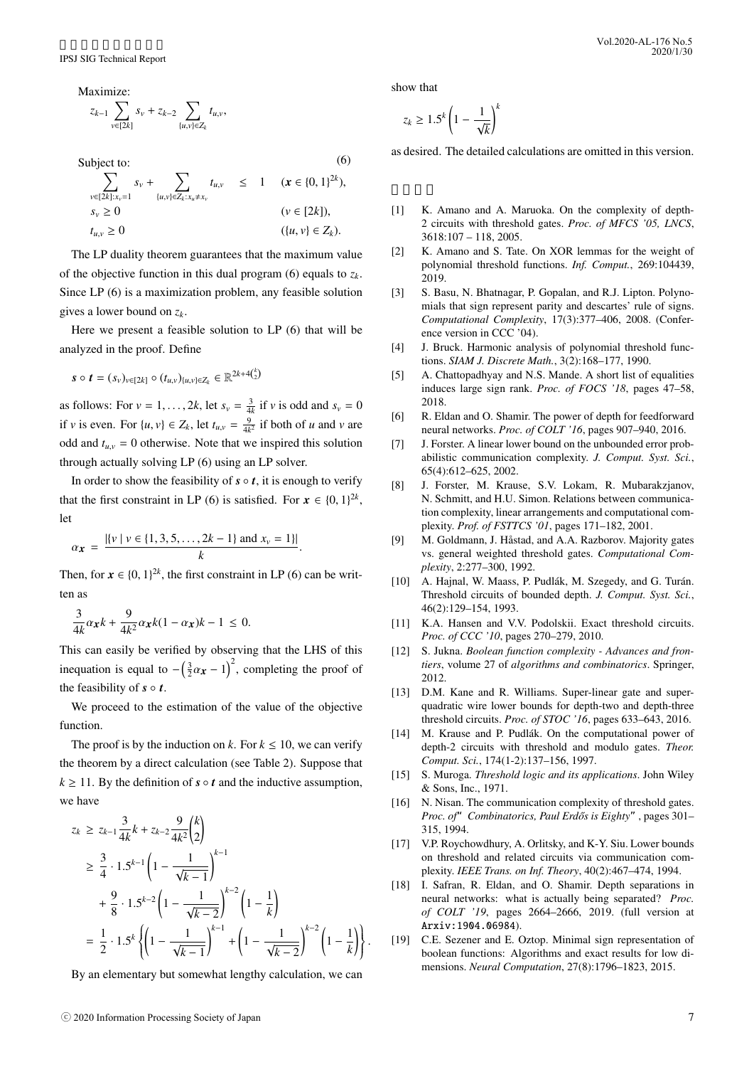Maximize:

$$z_{k-1}\sum_{v\in[2k]} s_v + z_{k-2}\sum_{\{u,v\}\in Z_k} t_{u,v},$$

Subject to: (6)

$$\sum_{v\in[2k]:x_v=1} s_v + \sum_{\{u,v\}\in Z_k:x_u\neq x_v} t_{u,v} \leq 1 \quad (\boldsymbol{x}\in\{0,1\}^{2k}),$$

$$s_v \geq 0 \quad (v\in[2k]),$$

$$t_{u,v}\geq 0 \quad (\{u,v\}\in Z_k).$$

The LP duality theorem guarantees that the maximum value of the objective function in this dual program (6) equals to $z_k$. Since LP (6) is a maximization problem, any feasible solution gives a lower bound on $z_k$.

Here we present a feasible solution to LP (6) that will be analyzed in the proof. Define

$$\boldsymbol{s}\circ\boldsymbol{t} = (s_v)_{v\in[2k]}\circ(t_{u,v})_{\{u,v\}\in Z_k}\in\mathbb{R}^{2k+4\binom{k}{2}}$$

as follows: For $v=1,\ldots,2k$, let $s_v=\frac{3}{4k}$ if $v$ is odd and $s_v=0$ if $v$ is even. For $\{u,v\}\in Z_k$, let $t_{u,v}=\frac{9}{4k^2}$ if both of $u$ and $v$ are odd and $t_{u,v}=0$ otherwise. Note that we inspired this solution through actually solving LP (6) using an LP solver.

In order to show the feasibility of $\boldsymbol{s}\circ\boldsymbol{t}$, it is enough to verify that the first constraint in LP (6) is satisfied. For $\boldsymbol{x}\in\{0,1\}^{2k}$, let

$$\alpha_{\boldsymbol{x}} = \frac{|\{v \mid v\in\{1,3,5,\ldots,2k-1\} \text{ and } x_v=1\}|}{k}.$$

Then, for $\boldsymbol{x}\in\{0,1\}^{2k}$, the first constraint in LP (6) can be written as

$$\frac{3}{4k}\alpha_{\boldsymbol{x}}k + \frac{9}{4k^2}\alpha_{\boldsymbol{x}}k(1-\alpha_{\boldsymbol{x}})k - 1 \leq 0.$$

This can easily be verified by observing that the LHS of this inequation is equal to $-\left(\frac{3}{2}\alpha_{\boldsymbol{x}}-1\right)^2$, completing the proof of the feasibility of $\boldsymbol{s}\circ\boldsymbol{t}$.

We proceed to the estimation of the value of the objective function.

The proof is by the induction on $k$. For $k\leq 10$, we can verify the theorem by a direct calculation (see Table 2). Suppose that $k\geq 11$. By the definition of $\boldsymbol{s}\circ\boldsymbol{t}$ and the inductive assumption, we have

$$\begin{aligned}
z_k &\geq z_{k-1}\frac{3}{4k}k + z_{k-2}\frac{9}{4k^2}\binom{k}{2}\\
&\geq \frac{3}{4}\cdot 1.5^{k-1}\left(1-\frac{1}{\sqrt{k-1}}\right)^{k-1}\\
&\quad + \frac{9}{8}\cdot 1.5^{k-2}\left(1-\frac{1}{\sqrt{k-2}}\right)^{k-2}\left(1-\frac{1}{k}\right)\\
&= \frac{1}{2}\cdot 1.5^k\left\{\left(1-\frac{1}{\sqrt{k-1}}\right)^{k-1}+\left(1-\frac{1}{\sqrt{k-2}}\right)^{k-2}\left(1-\frac{1}{k}\right)\right\}.
\end{aligned}$$

By an elementary but somewhat lengthy calculation, we can show that

$$z_k \geq 1.5^k\left(1-\frac{1}{\sqrt{k}}\right)^k$$

as desired. The detailed calculations are omitted in this version.

## 参考文献

[1] K. Amano and A. Maruoka. On the complexity of depth-2 circuits with threshold gates. *Proc. of MFCS '05, LNCS*, 3618:107 – 118, 2005.

[2] K. Amano and S. Tate. On XOR lemmas for the weight of polynomial threshold functions. *Inf. Comput.*, 269:104439, 2019.

[3] S. Basu, N. Bhatnagar, P. Gopalan, and R.J. Lipton. Polynomials that sign represent parity and descartes' rule of signs. *Computational Complexity*, 17(3):377–406, 2008. (Conference version in CCC '04).

[4] J. Bruck. Harmonic analysis of polynomial threshold functions. *SIAM J. Discrete Math.*, 3(2):168–177, 1990.

[5] A. Chattopadhyay and N.S. Mande. A short list of equalities induces large sign rank. *Proc. of FOCS '18*, pages 47–58, 2018.

[6] R. Eldan and O. Shamir. The power of depth for feedforward neural networks. *Proc. of COLT '16*, pages 907–940, 2016.

[7] J. Forster. A linear lower bound on the unbounded error probabilistic communication complexity. *J. Comput. Syst. Sci.*, 65(4):612–625, 2002.

[8] J. Forster, M. Krause, S.V. Lokam, R. Mubarakzjanov, N. Schmitt, and H.U. Simon. Relations between communication complexity, linear arrangements and computational complexity. *Prof. of FSTTCS '01*, pages 171–182, 2001.

[9] M. Goldmann, J. Håstad, and A.A. Razborov. Majority gates vs. general weighted threshold gates. *Computational Complexity*, 2:277–300, 1992.

[10] A. Hajnal, W. Maass, P. Pudlák, M. Szegedy, and G. Turán. Threshold circuits of bounded depth. *J. Comput. Syst. Sci.*, 46(2):129–154, 1993.

[11] K.A. Hansen and V.V. Podolskii. Exact threshold circuits. *Proc. of CCC '10*, pages 270–279, 2010.

[12] S. Jukna. *Boolean function complexity - Advances and frontiers*, volume 27 of *algorithms and combinatorics*. Springer, 2012.

[13] D.M. Kane and R. Williams. Super-linear gate and super-quadratic wire lower bounds for depth-two and depth-three threshold circuits. *Proc. of STOC '16*, pages 633–643, 2016.

[14] M. Krause and P. Pudlák. On the computational power of depth-2 circuits with threshold and modulo gates. *Theor. Comput. Sci.*, 174(1-2):137–156, 1997.

[15] S. Muroga. *Threshold logic and its applications*. John Wiley & Sons, Inc., 1971.

[16] N. Nisan. The communication complexity of threshold gates. *Proc. of" Combinatorics, Paul Erdős is Eighty"*, pages 301–315, 1994.

[17] V.P. Roychowdhury, A. Orlitsky, and K-Y. Siu. Lower bounds on threshold and related circuits via communication complexity. *IEEE Trans. on Inf. Theory*, 40(2):467–474, 1994.

[18] I. Safran, R. Eldan, and O. Shamir. Depth separations in neural networks: what is actually being separated? *Proc. of COLT '19*, pages 2664–2666, 2019. (full version at Arxiv:1904.06984).

[19] C.E. Sezener and E. Oztop. Minimal sign representation of boolean functions: Algorithms and exact results for low dimensions. *Neural Computation*, 27(8):1796–1823, 2015.